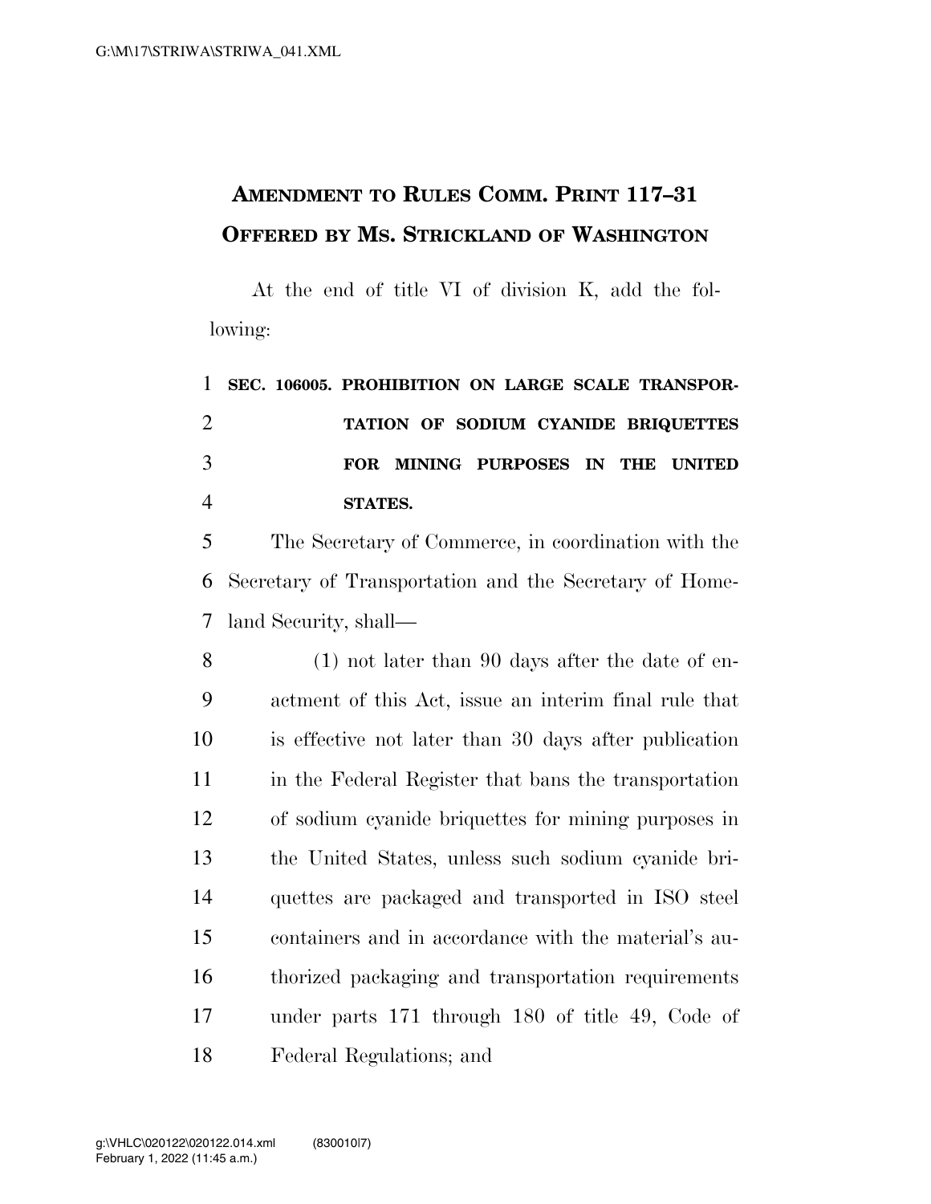# AMENDMENT TO RULES COMM. PRINT 117–31 OFFERED BY MS. STRICKLAND OF WASHINGTON

At the end of title VI of division K, add the following:

**SEC. 106005. PROHIBITION ON LARGE SCALE TRANSPORTATION OF SODIUM CYANIDE BRIQUETTES FOR MINING PURPOSES IN THE UNITED STATES.**

The Secretary of Commerce, in coordination with the Secretary of Transportation and the Secretary of Homeland Security, shall—

(1) not later than 90 days after the date of enactment of this Act, issue an interim final rule that is effective not later than 30 days after publication in the Federal Register that bans the transportation of sodium cyanide briquettes for mining purposes in the United States, unless such sodium cyanide briquettes are packaged and transported in ISO steel containers and in accordance with the material's authorized packaging and transportation requirements under parts 171 through 180 of title 49, Code of Federal Regulations; and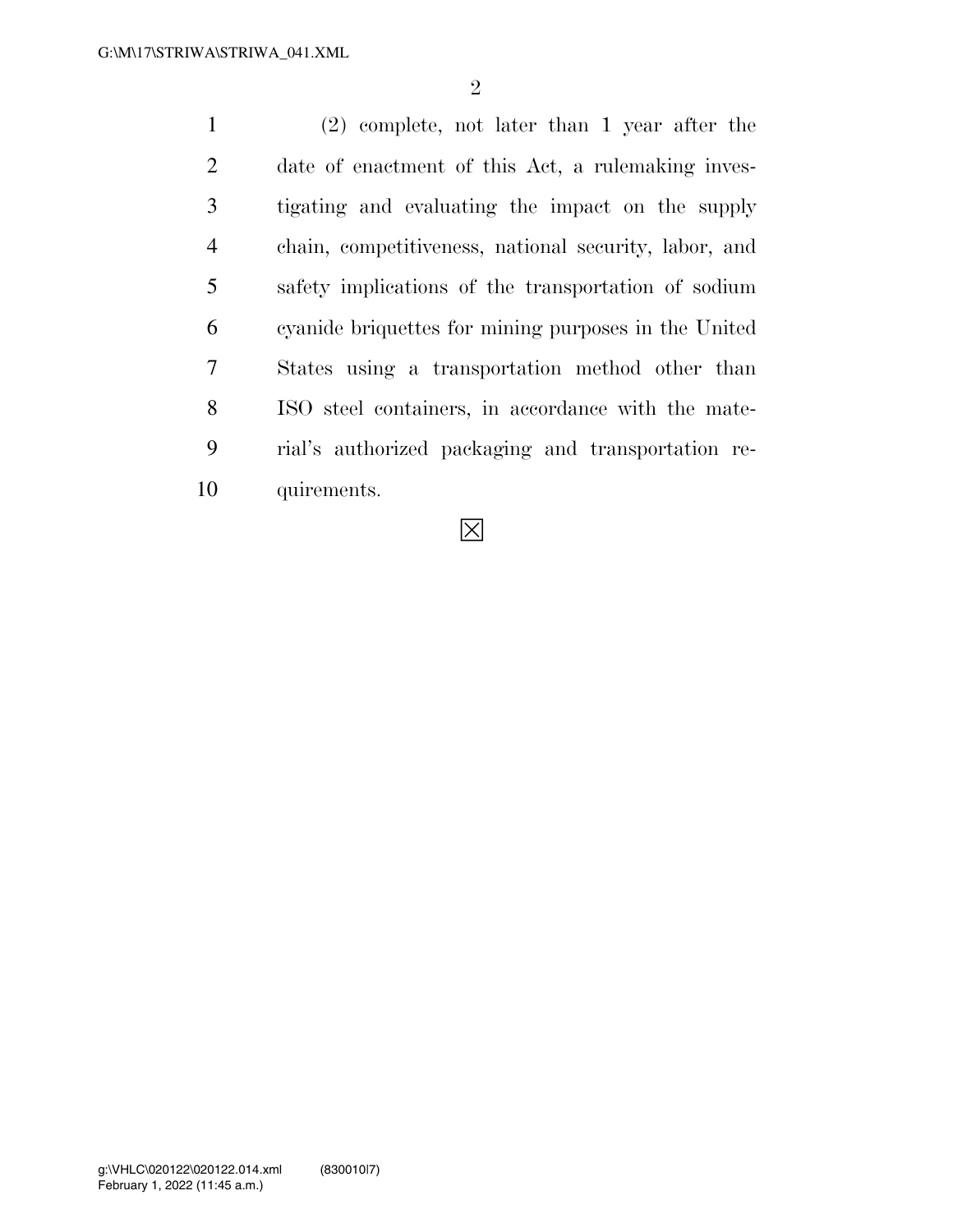(2) complete, not later than 1 year after the date of enactment of this Act, a rulemaking investigating and evaluating the impact on the supply chain, competitiveness, national security, labor, and safety implications of the transportation of sodium cyanide briquettes for mining purposes in the United States using a transportation method other than ISO steel containers, in accordance with the material's authorized packaging and transportation requirements.

☒